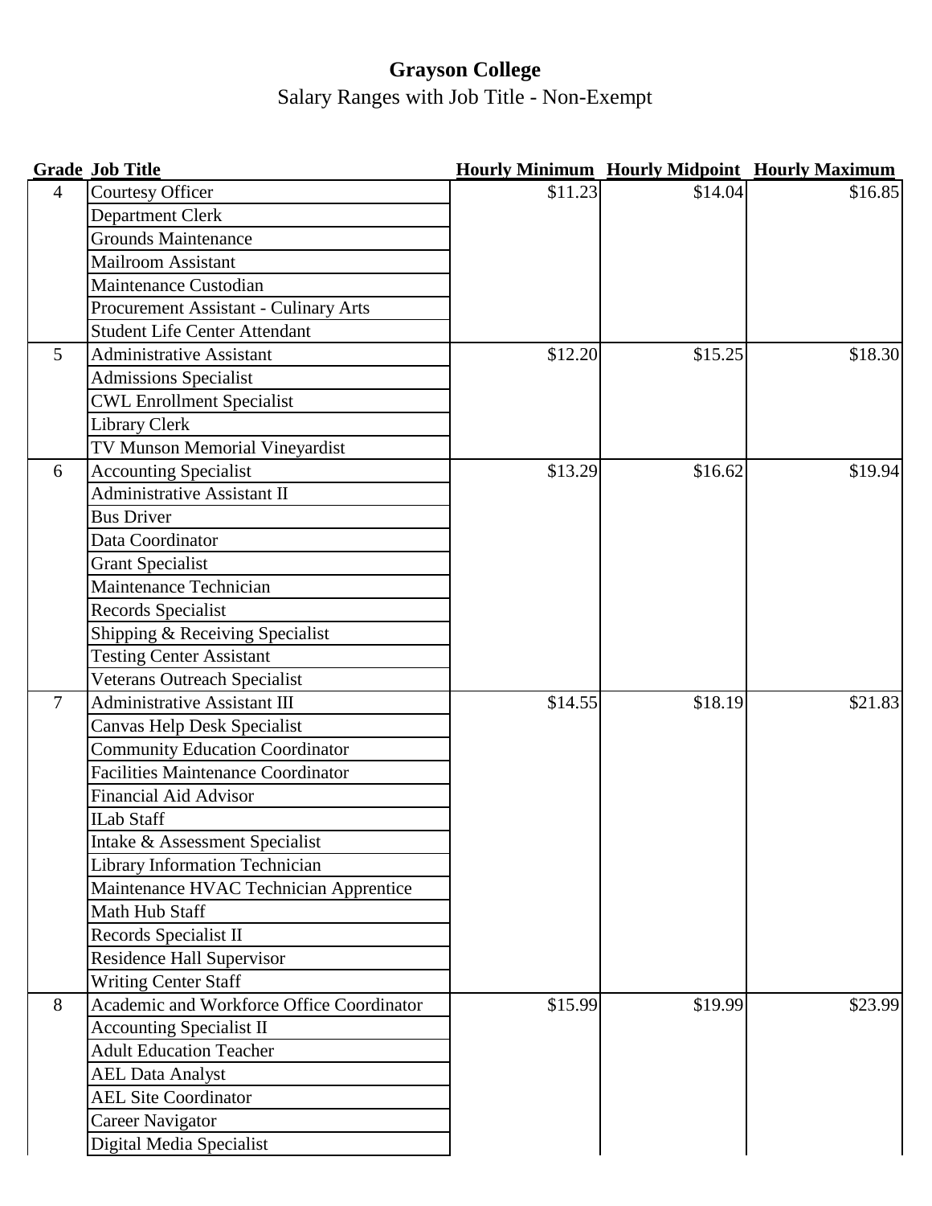# Grayson College

Salary Ranges with Job Title - Non-Exempt

| Grade | Job Title | Hourly Minimum | Hourly Midpoint | Hourly Maximum |
|---|---|---|---|---|
| 4 | Courtesy Officer | $11.23 | $14.04 | $16.85 |
| | Department Clerk | | | |
| | Grounds Maintenance | | | |
| | Mailroom Assistant | | | |
| | Maintenance Custodian | | | |
| | Procurement Assistant - Culinary Arts | | | |
| | Student Life Center Attendant | | | |
| 5 | Administrative Assistant | $12.20 | $15.25 | $18.30 |
| | Admissions Specialist | | | |
| | CWL Enrollment Specialist | | | |
| | Library Clerk | | | |
| | TV Munson Memorial Vineyardist | | | |
| 6 | Accounting Specialist | $13.29 | $16.62 | $19.94 |
| | Administrative Assistant II | | | |
| | Bus Driver | | | |
| | Data Coordinator | | | |
| | Grant Specialist | | | |
| | Maintenance Technician | | | |
| | Records Specialist | | | |
| | Shipping & Receiving Specialist | | | |
| | Testing Center Assistant | | | |
| | Veterans Outreach Specialist | | | |
| 7 | Administrative Assistant III | $14.55 | $18.19 | $21.83 |
| | Canvas Help Desk Specialist | | | |
| | Community Education Coordinator | | | |
| | Facilities Maintenance Coordinator | | | |
| | Financial Aid Advisor | | | |
| | ILab Staff | | | |
| | Intake & Assessment Specialist | | | |
| | Library Information Technician | | | |
| | Maintenance HVAC Technician Apprentice | | | |
| | Math Hub Staff | | | |
| | Records Specialist II | | | |
| | Residence Hall Supervisor | | | |
| | Writing Center Staff | | | |
| 8 | Academic and Workforce Office Coordinator | $15.99 | $19.99 | $23.99 |
| | Accounting Specialist II | | | |
| | Adult Education Teacher | | | |
| | AEL Data Analyst | | | |
| | AEL Site Coordinator | | | |
| | Career Navigator | | | |
| | Digital Media Specialist | | | |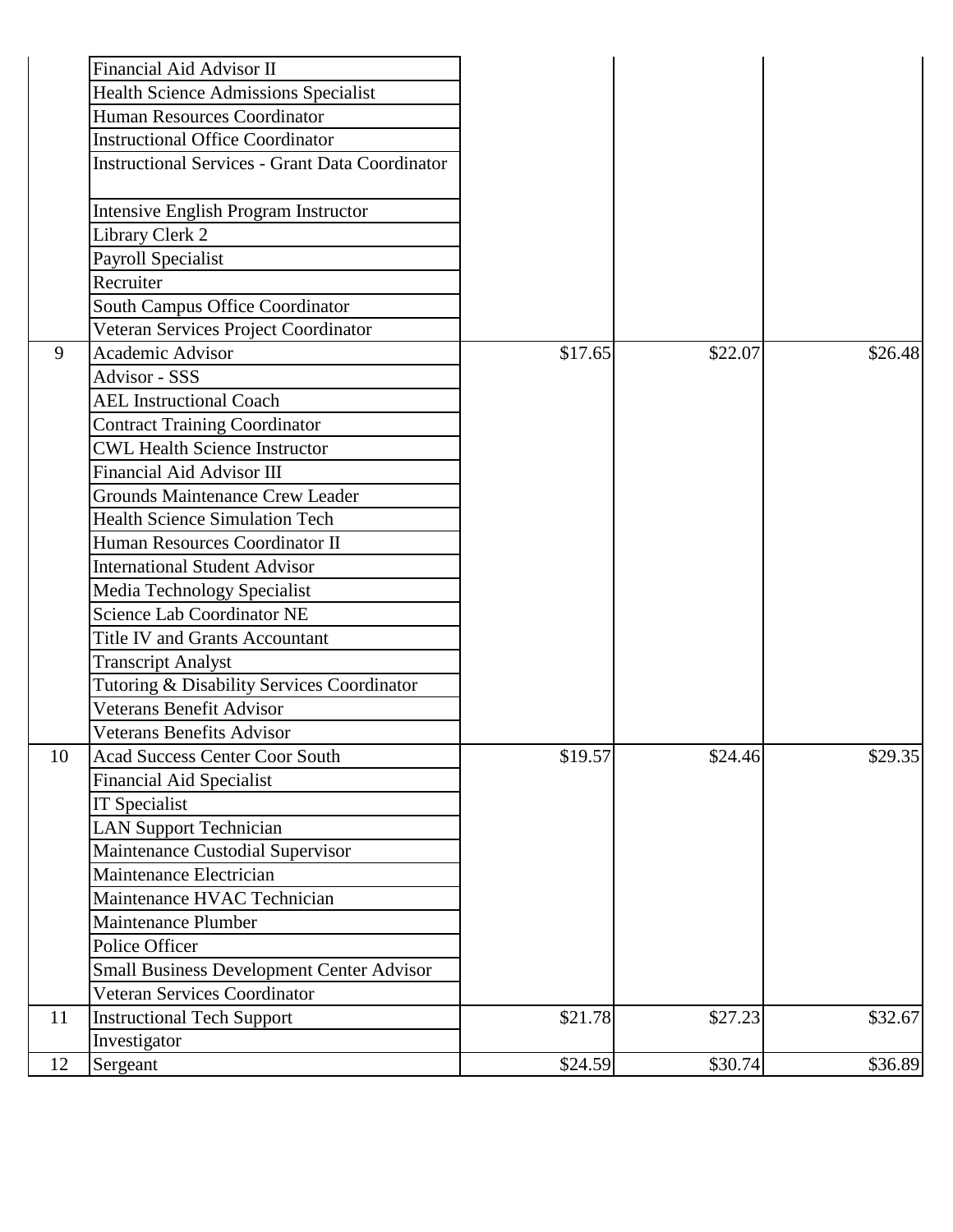| | | | | |
|---|---|---|---|---|
| | Financial Aid Advisor II | | | |
| | Health Science Admissions Specialist | | | |
| | Human Resources Coordinator | | | |
| | Instructional Office Coordinator | | | |
| | Instructional Services - Grant Data Coordinator | | | |
| | Intensive English Program Instructor | | | |
| | Library Clerk 2 | | | |
| | Payroll Specialist | | | |
| | Recruiter | | | |
| | South Campus Office Coordinator | | | |
| | Veteran Services Project Coordinator | | | |
| 9 | Academic Advisor | $17.65 | $22.07 | $26.48 |
| | Advisor - SSS | | | |
| | AEL Instructional Coach | | | |
| | Contract Training Coordinator | | | |
| | CWL Health Science Instructor | | | |
| | Financial Aid Advisor III | | | |
| | Grounds Maintenance Crew Leader | | | |
| | Health Science Simulation Tech | | | |
| | Human Resources Coordinator II | | | |
| | International Student Advisor | | | |
| | Media Technology Specialist | | | |
| | Science Lab Coordinator NE | | | |
| | Title IV and Grants Accountant | | | |
| | Transcript Analyst | | | |
| | Tutoring & Disability Services Coordinator | | | |
| | Veterans Benefit Advisor | | | |
| | Veterans Benefits Advisor | | | |
| 10 | Acad Success Center Coor South | $19.57 | $24.46 | $29.35 |
| | Financial Aid Specialist | | | |
| | IT Specialist | | | |
| | LAN Support Technician | | | |
| | Maintenance Custodial Supervisor | | | |
| | Maintenance Electrician | | | |
| | Maintenance HVAC Technician | | | |
| | Maintenance Plumber | | | |
| | Police Officer | | | |
| | Small Business Development Center Advisor | | | |
| | Veteran Services Coordinator | | | |
| 11 | Instructional Tech Support | $21.78 | $27.23 | $32.67 |
| | Investigator | | | |
| 12 | Sergeant | $24.59 | $30.74 | $36.89 |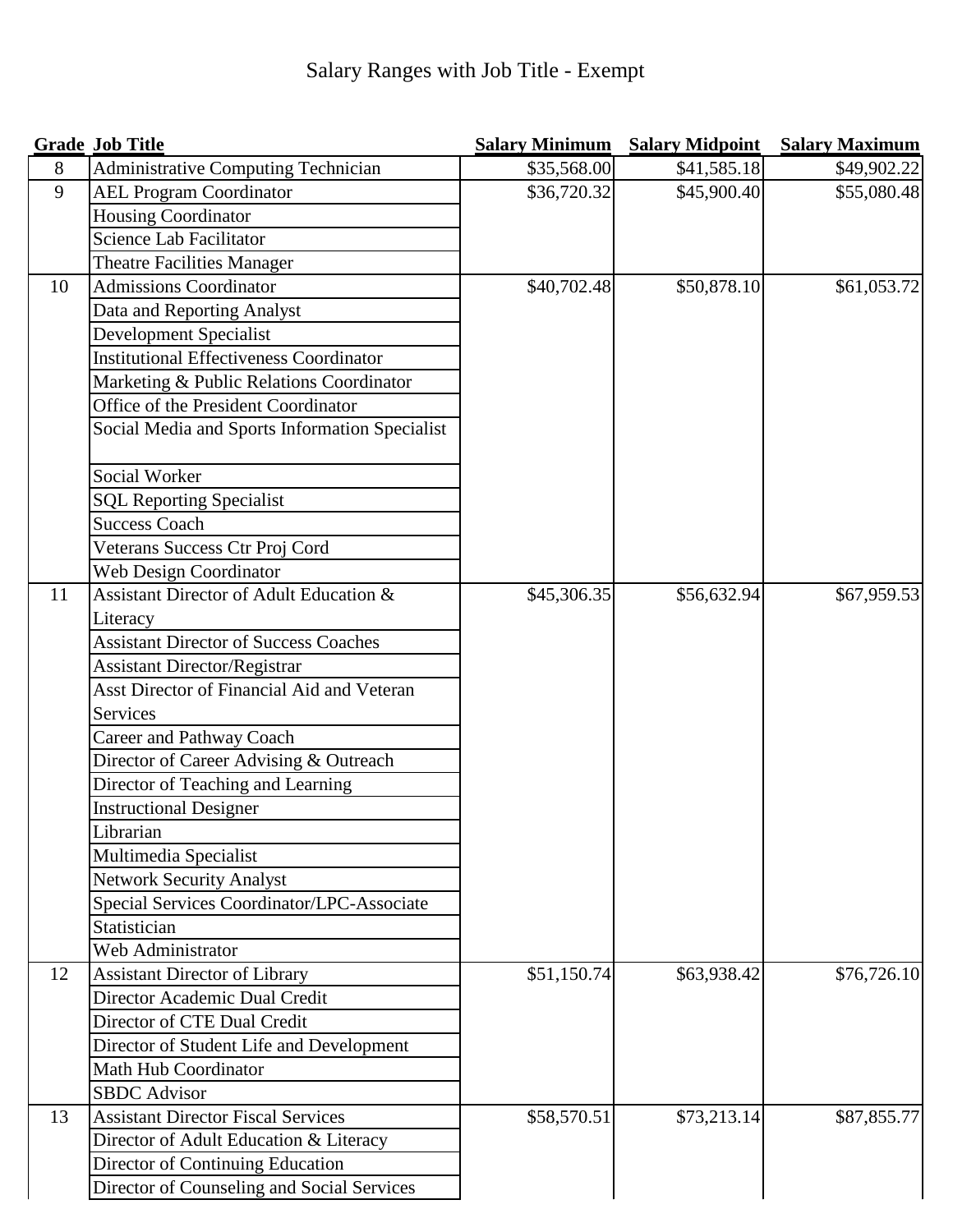# Salary Ranges with Job Title - Exempt

| Grade | Job Title | Salary Minimum | Salary Midpoint | Salary Maximum |
|---|---|---|---|---|
| 8 | Administrative Computing Technician | $35,568.00 | $41,585.18 | $49,902.22 |
| 9 | AEL Program Coordinator | $36,720.32 | $45,900.40 | $55,080.48 |
| | Housing Coordinator | | | |
| | Science Lab Facilitator | | | |
| | Theatre Facilities Manager | | | |
| 10 | Admissions Coordinator | $40,702.48 | $50,878.10 | $61,053.72 |
| | Data and Reporting Analyst | | | |
| | Development Specialist | | | |
| | Institutional Effectiveness Coordinator | | | |
| | Marketing & Public Relations Coordinator | | | |
| | Office of the President Coordinator | | | |
| | Social Media and Sports Information Specialist | | | |
| | Social Worker | | | |
| | SQL Reporting Specialist | | | |
| | Success Coach | | | |
| | Veterans Success Ctr Proj Cord | | | |
| | Web Design Coordinator | | | |
| 11 | Assistant Director of Adult Education & Literacy | $45,306.35 | $56,632.94 | $67,959.53 |
| | Assistant Director of Success Coaches | | | |
| | Assistant Director/Registrar | | | |
| | Asst Director of Financial Aid and Veteran Services | | | |
| | Career and Pathway Coach | | | |
| | Director of Career Advising & Outreach | | | |
| | Director of Teaching and Learning | | | |
| | Instructional Designer | | | |
| | Librarian | | | |
| | Multimedia Specialist | | | |
| | Network Security Analyst | | | |
| | Special Services Coordinator/LPC-Associate | | | |
| | Statistician | | | |
| | Web Administrator | | | |
| 12 | Assistant Director of Library | $51,150.74 | $63,938.42 | $76,726.10 |
| | Director Academic Dual Credit | | | |
| | Director of CTE Dual Credit | | | |
| | Director of Student Life and Development | | | |
| | Math Hub Coordinator | | | |
| | SBDC Advisor | | | |
| 13 | Assistant Director Fiscal Services | $58,570.51 | $73,213.14 | $87,855.77 |
| | Director of Adult Education & Literacy | | | |
| | Director of Continuing Education | | | |
| | Director of Counseling and Social Services | | | |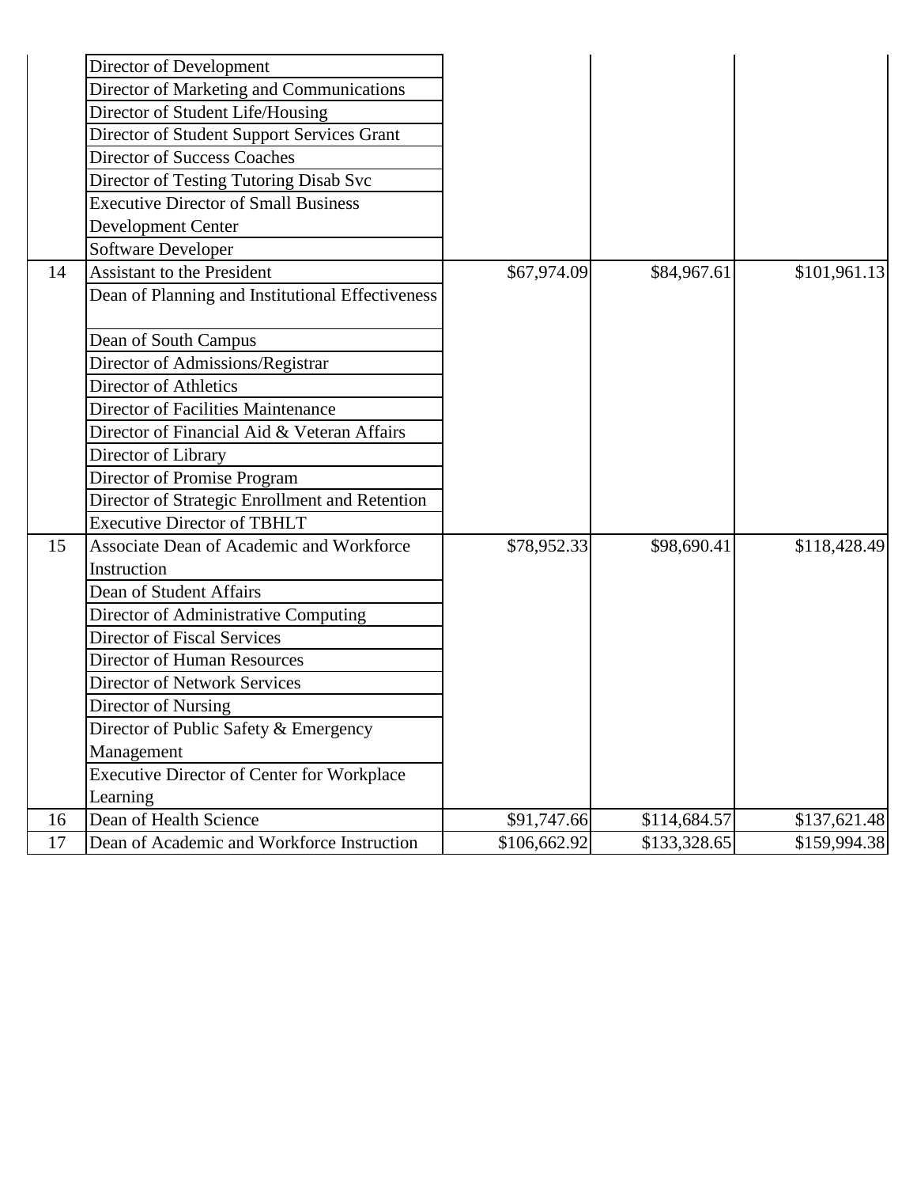| | | | | |
|---|---|---|---|---|
| | Director of Development | | | |
| | Director of Marketing and Communications | | | |
| | Director of Student Life/Housing | | | |
| | Director of Student Support Services Grant | | | |
| | Director of Success Coaches | | | |
| | Director of Testing Tutoring Disab Svc | | | |
| | Executive Director of Small Business Development Center | | | |
| | Software Developer | | | |
| 14 | Assistant to the President | $67,974.09 | $84,967.61 | $101,961.13 |
| | Dean of Planning and Institutional Effectiveness | | | |
| | Dean of South Campus | | | |
| | Director of Admissions/Registrar | | | |
| | Director of Athletics | | | |
| | Director of Facilities Maintenance | | | |
| | Director of Financial Aid & Veteran Affairs | | | |
| | Director of Library | | | |
| | Director of Promise Program | | | |
| | Director of Strategic Enrollment and Retention | | | |
| | Executive Director of TBHLT | | | |
| 15 | Associate Dean of Academic and Workforce Instruction | $78,952.33 | $98,690.41 | $118,428.49 |
| | Dean of Student Affairs | | | |
| | Director of Administrative Computing | | | |
| | Director of Fiscal Services | | | |
| | Director of Human Resources | | | |
| | Director of Network Services | | | |
| | Director of Nursing | | | |
| | Director of Public Safety & Emergency Management | | | |
| | Executive Director of Center for Workplace Learning | | | |
| 16 | Dean of Health Science | $91,747.66 | $114,684.57 | $137,621.48 |
| 17 | Dean of Academic and Workforce Instruction | $106,662.92 | $133,328.65 | $159,994.38 |